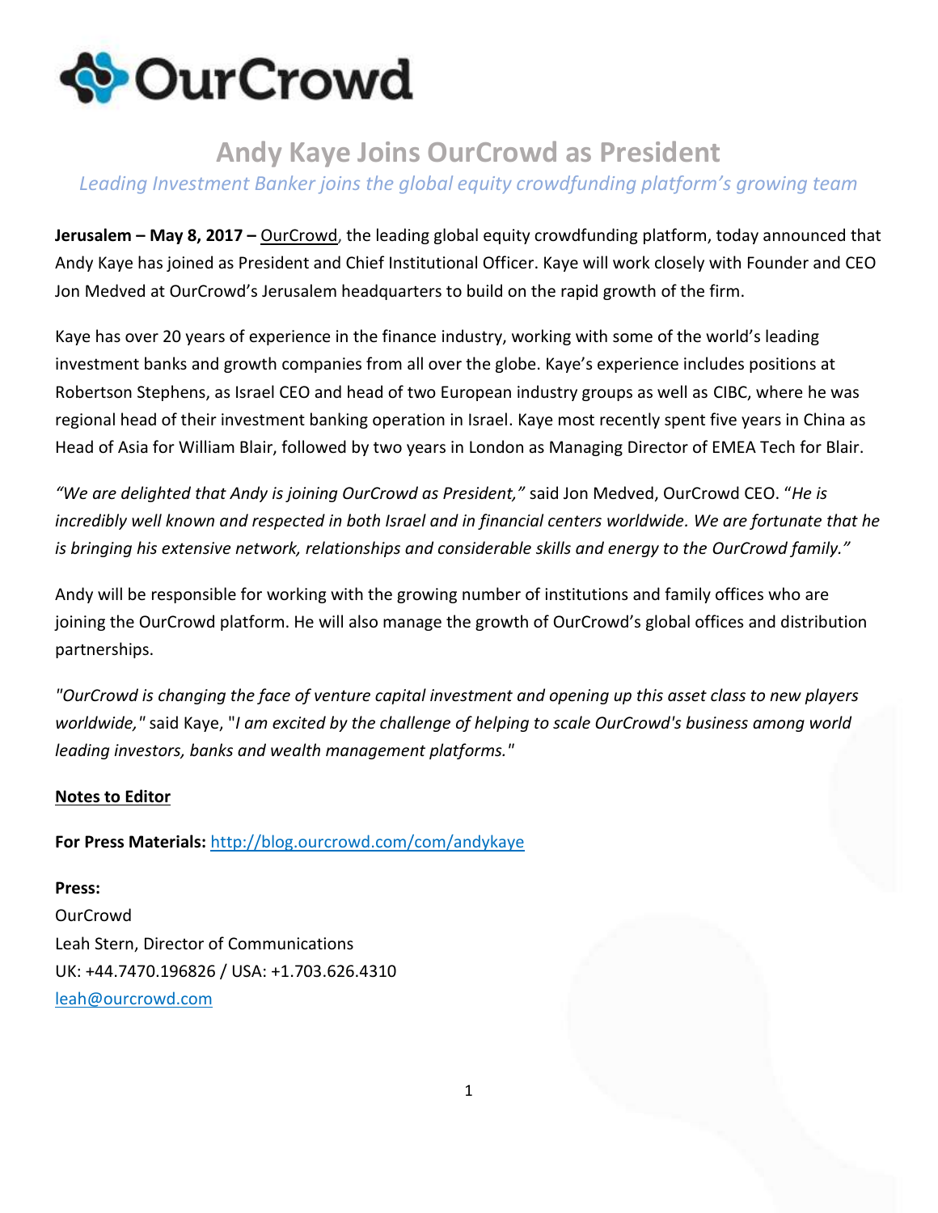OurCrowd

# Andy Kaye Joins OurCrowd as President

*Leading Investment Banker joins the global equity crowdfunding platform's growing team*

**Jerusalem – May 8, 2017 –** OurCrowd, the leading global equity crowdfunding platform, today announced that Andy Kaye has joined as President and Chief Institutional Officer. Kaye will work closely with Founder and CEO Jon Medved at OurCrowd's Jerusalem headquarters to build on the rapid growth of the firm.

Kaye has over 20 years of experience in the finance industry, working with some of the world's leading investment banks and growth companies from all over the globe. Kaye's experience includes positions at Robertson Stephens, as Israel CEO and head of two European industry groups as well as CIBC, where he was regional head of their investment banking operation in Israel. Kaye most recently spent five years in China as Head of Asia for William Blair, followed by two years in London as Managing Director of EMEA Tech for Blair.

*"We are delighted that Andy is joining OurCrowd as President,"* said Jon Medved, OurCrowd CEO. "*He is incredibly well known and respected in both Israel and in financial centers worldwide. We are fortunate that he is bringing his extensive network, relationships and considerable skills and energy to the OurCrowd family."*

Andy will be responsible for working with the growing number of institutions and family offices who are joining the OurCrowd platform. He will also manage the growth of OurCrowd's global offices and distribution partnerships.

*"OurCrowd is changing the face of venture capital investment and opening up this asset class to new players worldwide,"* said Kaye, "*I am excited by the challenge of helping to scale OurCrowd's business among world leading investors, banks and wealth management platforms."*

**Notes to Editor**

**For Press Materials:** http://blog.ourcrowd.com/com/andykaye

**Press:**
OurCrowd
Leah Stern, Director of Communications
UK: +44.7470.196826 / USA: +1.703.626.4310
leah@ourcrowd.com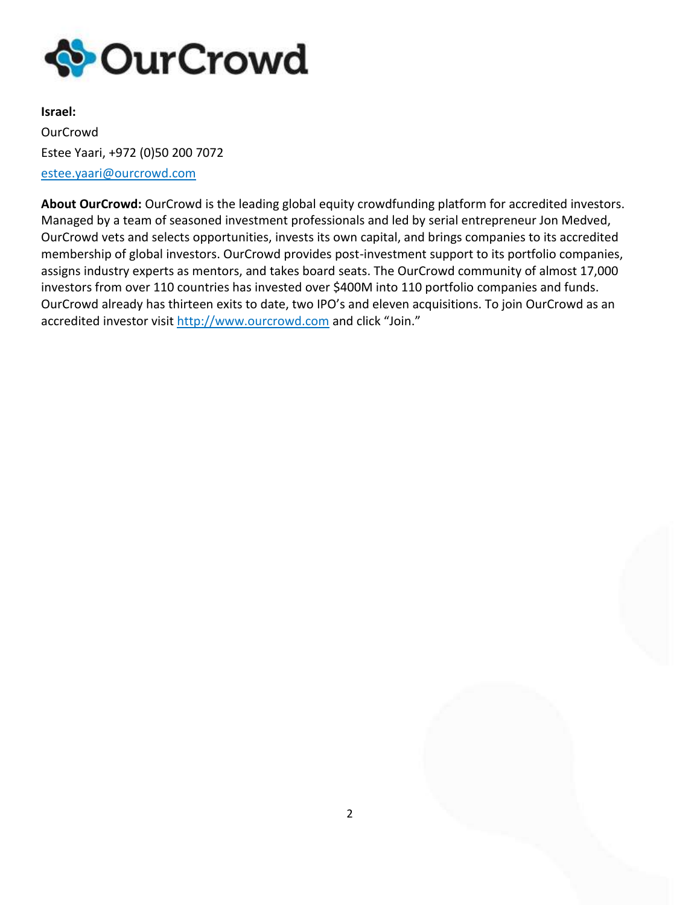**Israel:**

OurCrowd

Estee Yaari, +972 (0)50 200 7072

estee.yaari@ourcrowd.com

**About OurCrowd:** OurCrowd is the leading global equity crowdfunding platform for accredited investors. Managed by a team of seasoned investment professionals and led by serial entrepreneur Jon Medved, OurCrowd vets and selects opportunities, invests its own capital, and brings companies to its accredited membership of global investors. OurCrowd provides post-investment support to its portfolio companies, assigns industry experts as mentors, and takes board seats. The OurCrowd community of almost 17,000 investors from over 110 countries has invested over $400M into 110 portfolio companies and funds. OurCrowd already has thirteen exits to date, two IPO's and eleven acquisitions. To join OurCrowd as an accredited investor visit http://www.ourcrowd.com and click "Join."